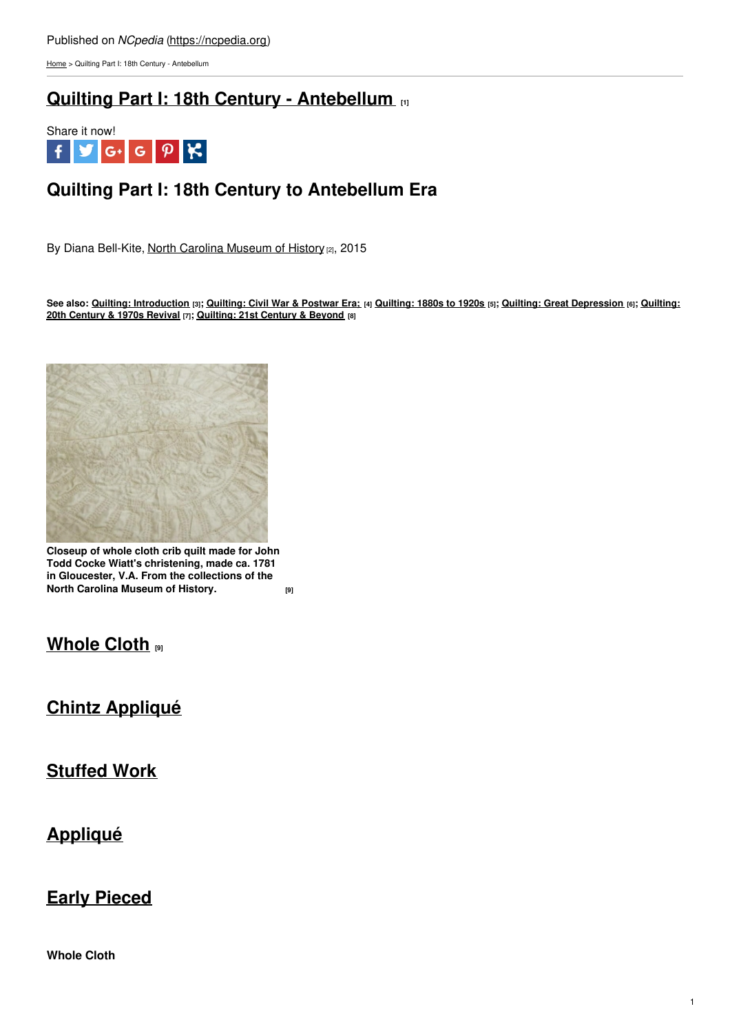Published on *NCpedia* (https://ncpedia.org)

Home > Quilting Part I: 18th Century - Antebellum

# Quilting Part I: 18th Century - Antebellum [1]

Share it now!

## Quilting Part I: 18th Century to Antebellum Era

By Diana Bell-Kite, North Carolina Museum of History [2], 2015

**See also: Quilting: Introduction [3]; Quilting: Civil War & Postwar Era: [4] Quilting: 1880s to 1920s [5]; Quilting: Great Depression [6]; Quilting: 20th Century & 1970s Revival [7]; Quilting: 21st Century & Beyond [8]**

**Closeup of whole cloth crib quilt made for John Todd Cocke Wiatt's christening, made ca. 1781 in Gloucester, V.A. From the collections of the North Carolina Museum of History. [9]**

## Whole Cloth [9]

## Chintz Appliqué

## Stuffed Work

## Appliqué

## Early Pieced

**Whole Cloth**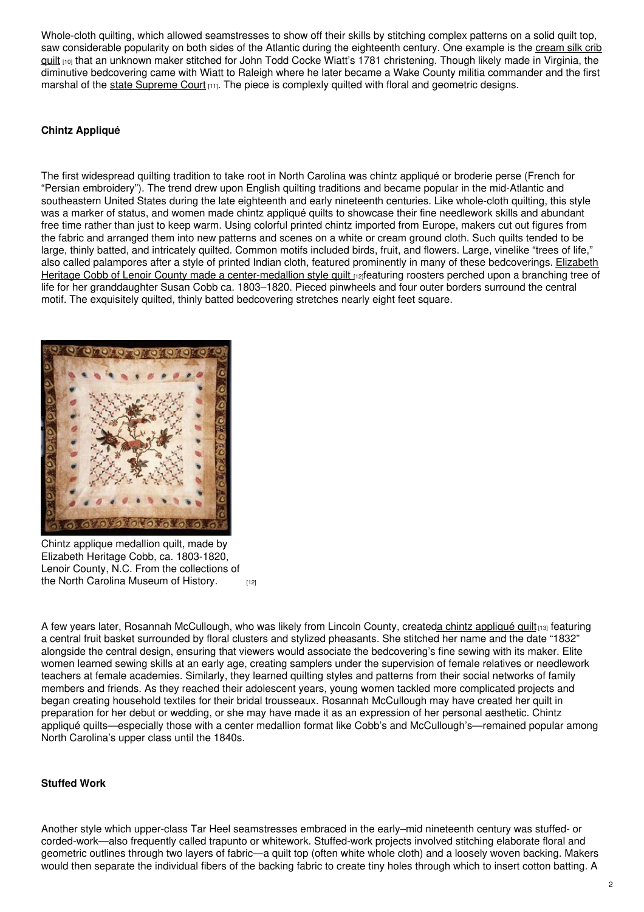Whole-cloth quilting, which allowed seamstresses to show off their skills by stitching complex patterns on a solid quilt top, saw considerable popularity on both sides of the Atlantic during the eighteenth century. One example is the cream silk crib quilt [10] that an unknown maker stitched for John Todd Cocke Wiatt's 1781 christening. Though likely made in Virginia, the diminutive bedcovering came with Wiatt to Raleigh where he later became a Wake County militia commander and the first marshal of the state Supreme Court [11]. The piece is complexly quilted with floral and geometric designs.

### Chintz Appliqué

The first widespread quilting tradition to take root in North Carolina was chintz appliqué or broderie perse (French for "Persian embroidery"). The trend drew upon English quilting traditions and became popular in the mid-Atlantic and southeastern United States during the late eighteenth and early nineteenth centuries. Like whole-cloth quilting, this style was a marker of status, and women made chintz appliqué quilts to showcase their fine needlework skills and abundant free time rather than just to keep warm. Using colorful printed chintz imported from Europe, makers cut out figures from the fabric and arranged them into new patterns and scenes on a white or cream ground cloth. Such quilts tended to be large, thinly batted, and intricately quilted. Common motifs included birds, fruit, and flowers. Large, vinelike "trees of life," also called palampores after a style of printed Indian cloth, featured prominently in many of these bedcoverings. Elizabeth Heritage Cobb of Lenoir County made a center-medallion style quilt [12] featuring roosters perched upon a branching tree of life for her granddaughter Susan Cobb ca. 1803–1820. Pieced pinwheels and four outer borders surround the central motif. The exquisitely quilted, thinly batted bedcovering stretches nearly eight feet square.

Chintz applique medallion quilt, made by Elizabeth Heritage Cobb, ca. 1803-1820, Lenoir County, N.C. From the collections of the North Carolina Museum of History. [12]

A few years later, Rosannah McCullough, who was likely from Lincoln County, created a chintz appliqué quilt [13] featuring a central fruit basket surrounded by floral clusters and stylized pheasants. She stitched her name and the date "1832" alongside the central design, ensuring that viewers would associate the bedcovering's fine sewing with its maker. Elite women learned sewing skills at an early age, creating samplers under the supervision of female relatives or needlework teachers at female academies. Similarly, they learned quilting styles and patterns from their social networks of family members and friends. As they reached their adolescent years, young women tackled more complicated projects and began creating household textiles for their bridal trousseaux. Rosannah McCullough may have created her quilt in preparation for her debut or wedding, or she may have made it as an expression of her personal aesthetic. Chintz appliqué quilts—especially those with a center medallion format like Cobb's and McCullough's—remained popular among North Carolina's upper class until the 1840s.

### Stuffed Work

Another style which upper-class Tar Heel seamstresses embraced in the early–mid nineteenth century was stuffed- or corded-work—also frequently called trapunto or whitework. Stuffed-work projects involved stitching elaborate floral and geometric outlines through two layers of fabric—a quilt top (often white whole cloth) and a loosely woven backing. Makers would then separate the individual fibers of the backing fabric to create tiny holes through which to insert cotton batting. A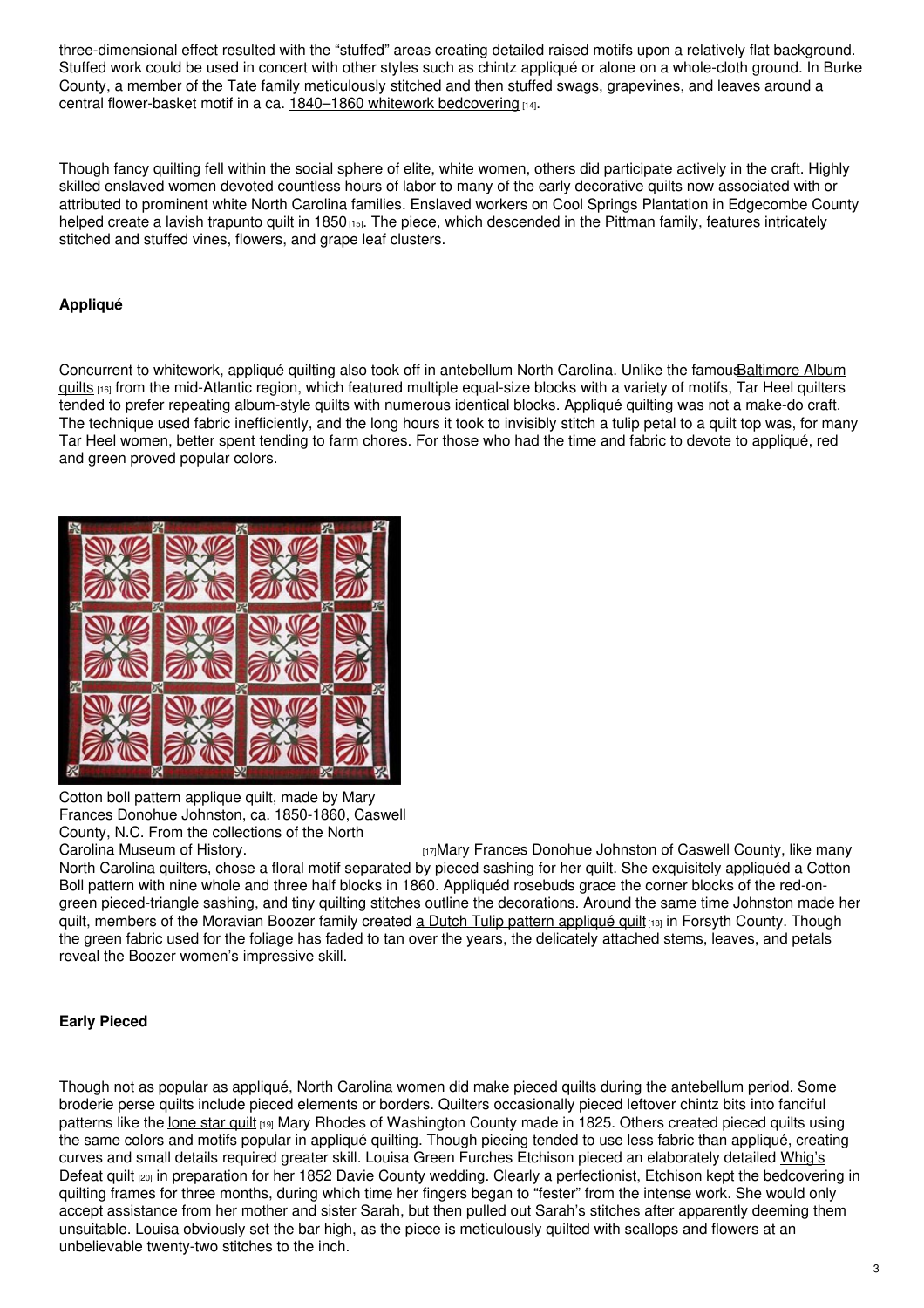three-dimensional effect resulted with the "stuffed" areas creating detailed raised motifs upon a relatively flat background. Stuffed work could be used in concert with other styles such as chintz appliqué or alone on a whole-cloth ground. In Burke County, a member of the Tate family meticulously stitched and then stuffed swags, grapevines, and leaves around a central flower-basket motif in a ca. 1840–1860 whitework bedcovering [14].

Though fancy quilting fell within the social sphere of elite, white women, others did participate actively in the craft. Highly skilled enslaved women devoted countless hours of labor to many of the early decorative quilts now associated with or attributed to prominent white North Carolina families. Enslaved workers on Cool Springs Plantation in Edgecombe County helped create a lavish trapunto quilt in 1850 [15]. The piece, which descended in the Pittman family, features intricately stitched and stuffed vines, flowers, and grape leaf clusters.

### Appliqué

Concurrent to whitework, appliqué quilting also took off in antebellum North Carolina. Unlike the famous Baltimore Album quilts [16] from the mid-Atlantic region, which featured multiple equal-size blocks with a variety of motifs, Tar Heel quilters tended to prefer repeating album-style quilts with numerous identical blocks. Appliqué quilting was not a make-do craft. The technique used fabric inefficiently, and the long hours it took to invisibly stitch a tulip petal to a quilt top was, for many Tar Heel women, better spent tending to farm chores. For those who had the time and fabric to devote to appliqué, red and green proved popular colors.

Cotton boll pattern applique quilt, made by Mary Frances Donohue Johnston, ca. 1850-1860, Caswell County, N.C. From the collections of the North Carolina Museum of History. [17]

Mary Frances Donohue Johnston of Caswell County, like many North Carolina quilters, chose a floral motif separated by pieced sashing for her quilt. She exquisitely appliquéd a Cotton Boll pattern with nine whole and three half blocks in 1860. Appliquéd rosebuds grace the corner blocks of the red-on-green pieced-triangle sashing, and tiny quilting stitches outline the decorations. Around the same time Johnston made her quilt, members of the Moravian Boozer family created a Dutch Tulip pattern appliqué quilt [18] in Forsyth County. Though the green fabric used for the foliage has faded to tan over the years, the delicately attached stems, leaves, and petals reveal the Boozer women's impressive skill.

### Early Pieced

Though not as popular as appliqué, North Carolina women did make pieced quilts during the antebellum period. Some broderie perse quilts include pieced elements or borders. Quilters occasionally pieced leftover chintz bits into fanciful patterns like the lone star quilt [19] Mary Rhodes of Washington County made in 1825. Others created pieced quilts using the same colors and motifs popular in appliqué quilting. Though piecing tended to use less fabric than appliqué, creating curves and small details required greater skill. Louisa Green Furches Etchison pieced an elaborately detailed Whig's Defeat quilt [20] in preparation for her 1852 Davie County wedding. Clearly a perfectionist, Etchison kept the bedcovering in quilting frames for three months, during which time her fingers began to "fester" from the intense work. She would only accept assistance from her mother and sister Sarah, but then pulled out Sarah's stitches after apparently deeming them unsuitable. Louisa obviously set the bar high, as the piece is meticulously quilted with scallops and flowers at an unbelievable twenty-two stitches to the inch.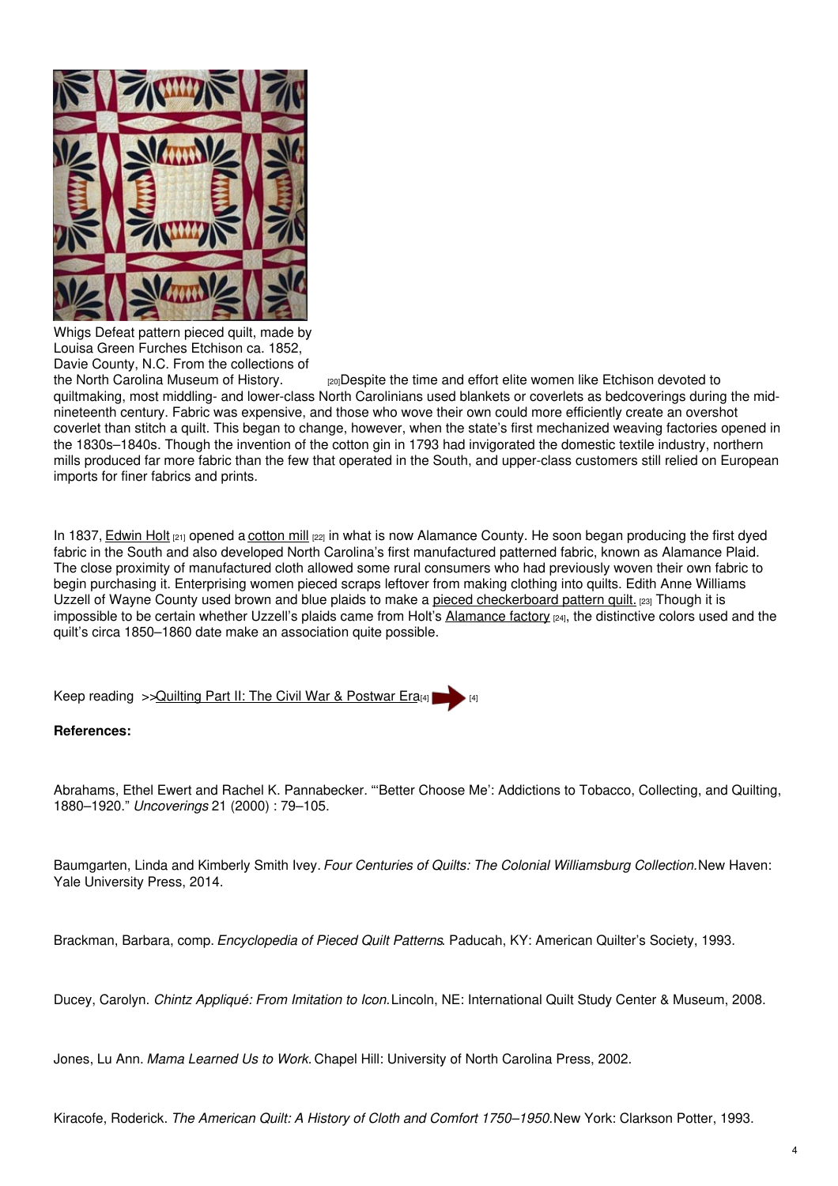Whigs Defeat pattern pieced quilt, made by Louisa Green Furches Etchison ca. 1852, Davie County, N.C. From the collections of the North Carolina Museum of History. [20]

Despite the time and effort elite women like Etchison devoted to quiltmaking, most middling- and lower-class North Carolinians used blankets or coverlets as bedcoverings during the mid-nineteenth century. Fabric was expensive, and those who wove their own could more efficiently create an overshot coverlet than stitch a quilt. This began to change, however, when the state's first mechanized weaving factories opened in the 1830s–1840s. Though the invention of the cotton gin in 1793 had invigorated the domestic textile industry, northern mills produced far more fabric than the few that operated in the South, and upper-class customers still relied on European imports for finer fabrics and prints.

In 1837, Edwin Holt [21] opened a cotton mill [22] in what is now Alamance County. He soon began producing the first dyed fabric in the South and also developed North Carolina's first manufactured patterned fabric, known as Alamance Plaid. The close proximity of manufactured cloth allowed some rural consumers who had previously woven their own fabric to begin purchasing it. Enterprising women pieced scraps leftover from making clothing into quilts. Edith Anne Williams Uzzell of Wayne County used brown and blue plaids to make a pieced checkerboard pattern quilt. [23] Though it is impossible to be certain whether Uzzell's plaids came from Holt's Alamance factory [24], the distinctive colors used and the quilt's circa 1850–1860 date make an association quite possible.

Keep reading >>Quilting Part II: The Civil War & Postwar Era [4] [4]

**References:**

Abrahams, Ethel Ewert and Rachel K. Pannabecker. "'Better Choose Me': Addictions to Tobacco, Collecting, and Quilting, 1880–1920." *Uncoverings* 21 (2000) : 79–105.

Baumgarten, Linda and Kimberly Smith Ivey. *Four Centuries of Quilts: The Colonial Williamsburg Collection.* New Haven: Yale University Press, 2014.

Brackman, Barbara, comp. *Encyclopedia of Pieced Quilt Patterns*. Paducah, KY: American Quilter's Society, 1993.

Ducey, Carolyn. *Chintz Appliqué: From Imitation to Icon.* Lincoln, NE: International Quilt Study Center & Museum, 2008.

Jones, Lu Ann. *Mama Learned Us to Work.* Chapel Hill: University of North Carolina Press, 2002.

Kiracofe, Roderick. *The American Quilt: A History of Cloth and Comfort 1750–1950.* New York: Clarkson Potter, 1993.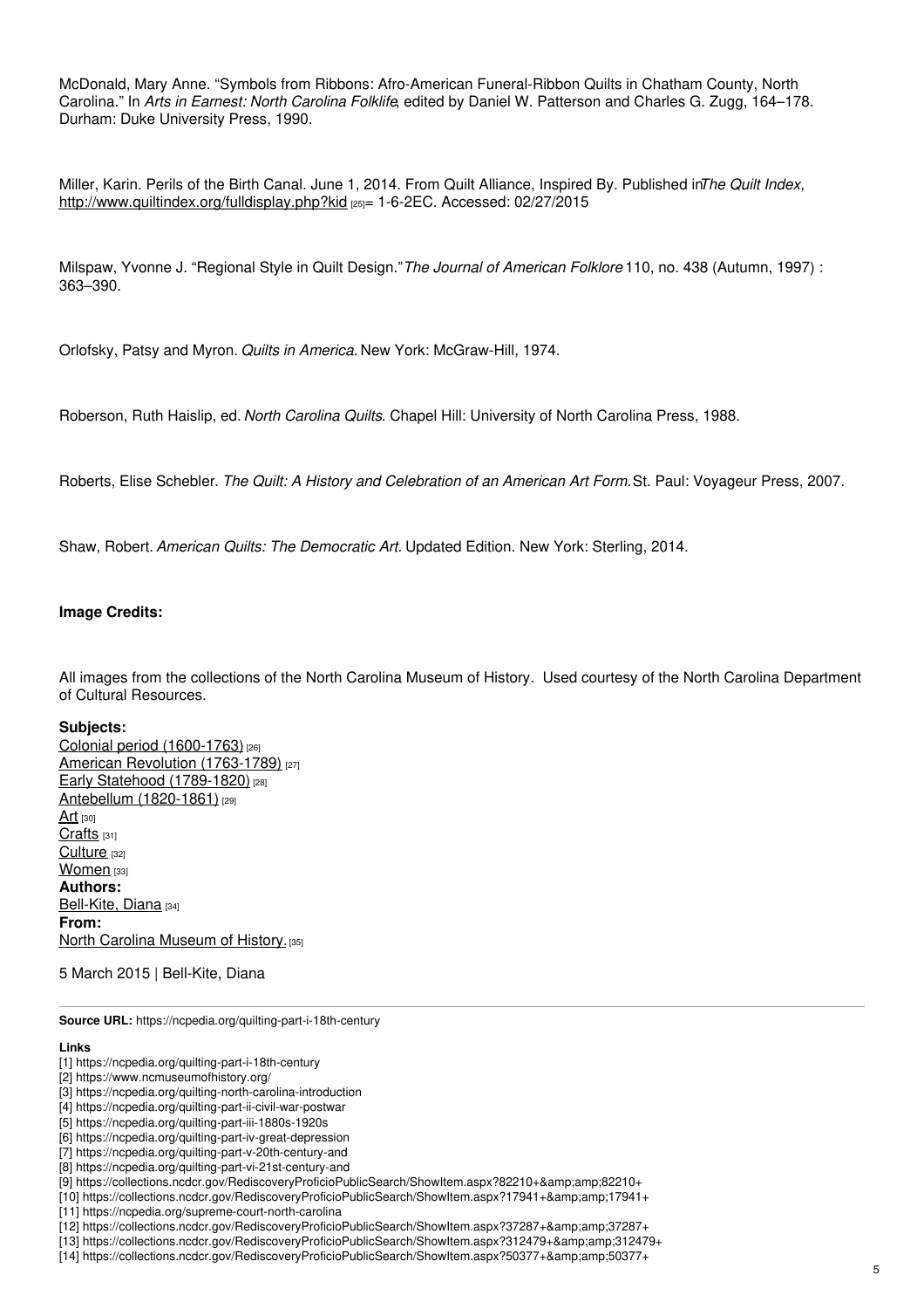McDonald, Mary Anne. “Symbols from Ribbons: Afro-American Funeral-Ribbon Quilts in Chatham County, North Carolina.” In *Arts in Earnest: North Carolina Folklife*, edited by Daniel W. Patterson and Charles G. Zugg, 164–178. Durham: Duke University Press, 1990.

Miller, Karin. Perils of the Birth Canal. June 1, 2014. From Quilt Alliance, Inspired By. Published in *The Quilt Index,* http://www.quiltindex.org/fulldisplay.php?kid [25]= 1-6-2EC. Accessed: 02/27/2015

Milspaw, Yvonne J. “Regional Style in Quilt Design.” *The Journal of American Folklore* 110, no. 438 (Autumn, 1997) : 363–390.

Orlofsky, Patsy and Myron. *Quilts in America.* New York: McGraw-Hill, 1974.

Roberson, Ruth Haislip, ed. *North Carolina Quilts*. Chapel Hill: University of North Carolina Press, 1988.

Roberts, Elise Schebler. *The Quilt: A History and Celebration of an American Art Form.* St. Paul: Voyageur Press, 2007.

Shaw, Robert. *American Quilts: The Democratic Art*. Updated Edition. New York: Sterling, 2014.

**Image Credits:**

All images from the collections of the North Carolina Museum of History. Used courtesy of the North Carolina Department of Cultural Resources.

**Subjects:**
Colonial period (1600-1763) [26]
American Revolution (1763-1789) [27]
Early Statehood (1789-1820) [28]
Antebellum (1820-1861) [29]
Art [30]
Crafts [31]
Culture [32]
Women [33]
**Authors:**
Bell-Kite, Diana [34]
**From:**
North Carolina Museum of History. [35]

5 March 2015 | Bell-Kite, Diana

**Source URL:** https://ncpedia.org/quilting-part-i-18th-century

**Links**
[1] https://ncpedia.org/quilting-part-i-18th-century
[2] https://www.ncmuseumofhistory.org/
[3] https://ncpedia.org/quilting-north-carolina-introduction
[4] https://ncpedia.org/quilting-part-ii-civil-war-postwar
[5] https://ncpedia.org/quilting-part-iii-1880s-1920s
[6] https://ncpedia.org/quilting-part-iv-great-depression
[7] https://ncpedia.org/quilting-part-v-20th-century-and
[8] https://ncpedia.org/quilting-part-vi-21st-century-and
[9] https://collections.ncdcr.gov/RediscoveryProficioPublicSearch/ShowItem.aspx?82210+&amp;amp;82210+
[10] https://collections.ncdcr.gov/RediscoveryProficioPublicSearch/ShowItem.aspx?17941+&amp;amp;17941+
[11] https://ncpedia.org/supreme-court-north-carolina
[12] https://collections.ncdcr.gov/RediscoveryProficioPublicSearch/ShowItem.aspx?37287+&amp;amp;37287+
[13] https://collections.ncdcr.gov/RediscoveryProficioPublicSearch/ShowItem.aspx?312479+&amp;amp;312479+
[14] https://collections.ncdcr.gov/RediscoveryProficioPublicSearch/ShowItem.aspx?50377+&amp;amp;50377+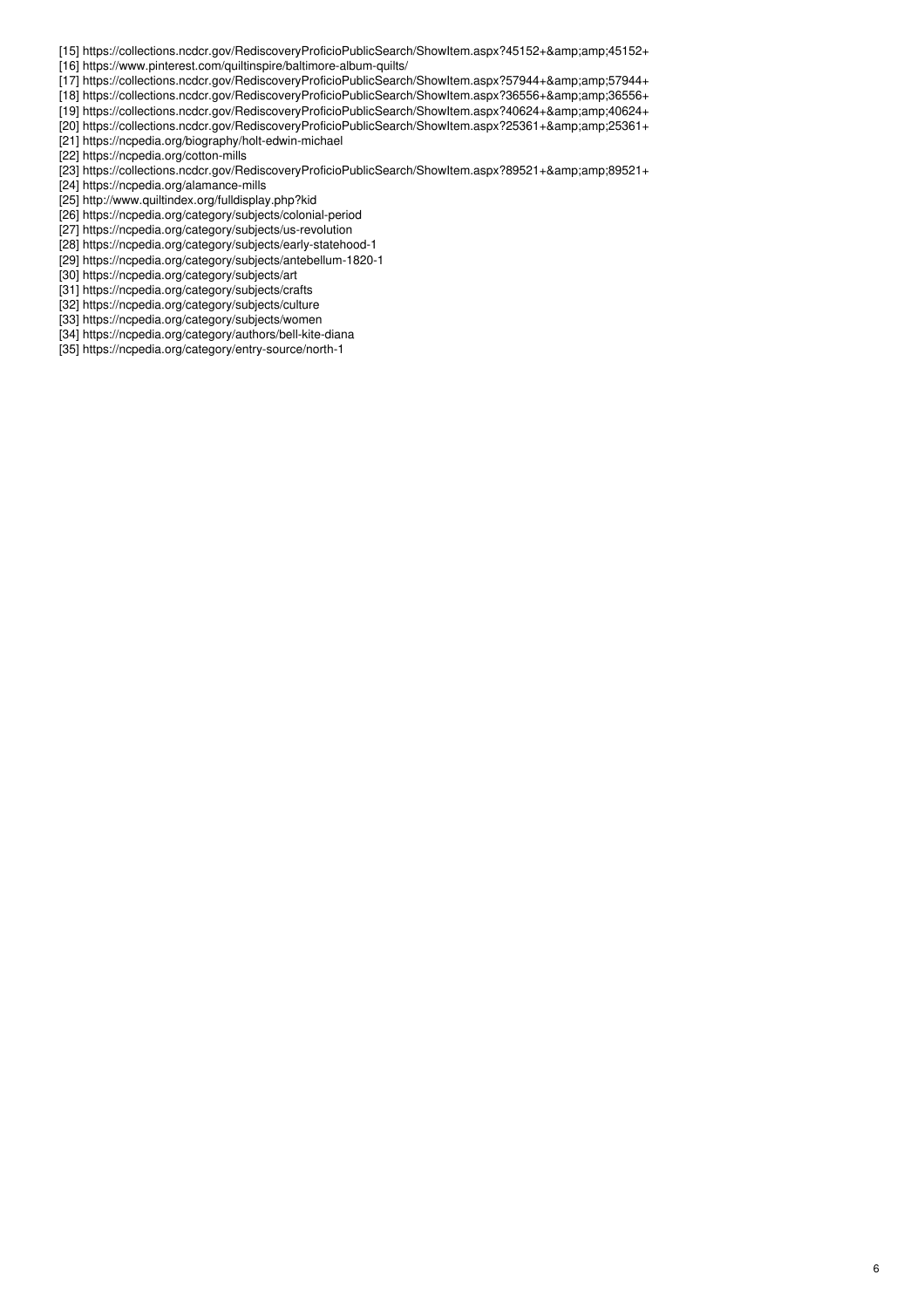[15] https://collections.ncdcr.gov/RediscoveryProficioPublicSearch/ShowItem.aspx?45152+&amp;amp;45152+
[16] https://www.pinterest.com/quiltinspire/baltimore-album-quilts/
[17] https://collections.ncdcr.gov/RediscoveryProficioPublicSearch/ShowItem.aspx?57944+&amp;amp;57944+
[18] https://collections.ncdcr.gov/RediscoveryProficioPublicSearch/ShowItem.aspx?36556+&amp;amp;36556+
[19] https://collections.ncdcr.gov/RediscoveryProficioPublicSearch/ShowItem.aspx?40624+&amp;amp;40624+
[20] https://collections.ncdcr.gov/RediscoveryProficioPublicSearch/ShowItem.aspx?25361+&amp;amp;25361+
[21] https://ncpedia.org/biography/holt-edwin-michael
[22] https://ncpedia.org/cotton-mills
[23] https://collections.ncdcr.gov/RediscoveryProficioPublicSearch/ShowItem.aspx?89521+&amp;amp;89521+
[24] https://ncpedia.org/alamance-mills
[25] http://www.quiltindex.org/fulldisplay.php?kid
[26] https://ncpedia.org/category/subjects/colonial-period
[27] https://ncpedia.org/category/subjects/us-revolution
[28] https://ncpedia.org/category/subjects/early-statehood-1
[29] https://ncpedia.org/category/subjects/antebellum-1820-1
[30] https://ncpedia.org/category/subjects/art
[31] https://ncpedia.org/category/subjects/crafts
[32] https://ncpedia.org/category/subjects/culture
[33] https://ncpedia.org/category/subjects/women
[34] https://ncpedia.org/category/authors/bell-kite-diana
[35] https://ncpedia.org/category/entry-source/north-1